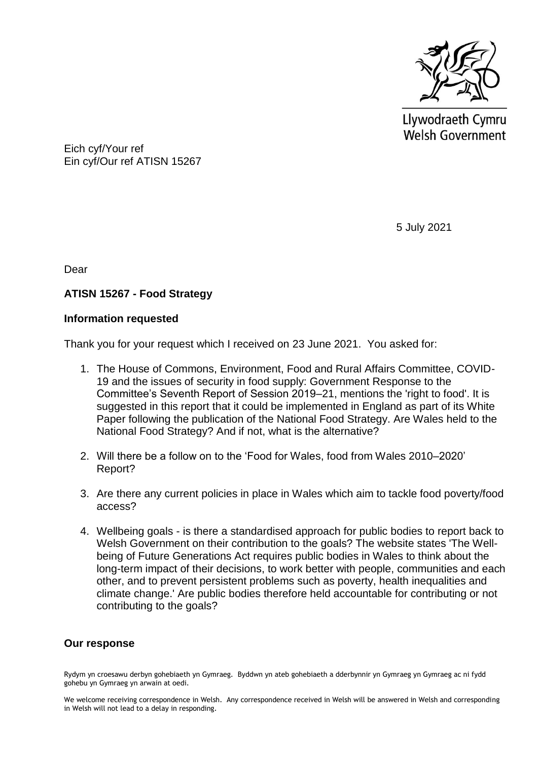Llywodraeth Cymru
Welsh Government

Eich cyf/Your ref
Ein cyf/Our ref ATISN 15267

5 July 2021

Dear

**ATISN 15267 - Food Strategy**

**Information requested**

Thank you for your request which I received on 23 June 2021. You asked for:

1. The House of Commons, Environment, Food and Rural Affairs Committee, COVID-19 and the issues of security in food supply: Government Response to the Committee's Seventh Report of Session 2019–21, mentions the 'right to food'. It is suggested in this report that it could be implemented in England as part of its White Paper following the publication of the National Food Strategy. Are Wales held to the National Food Strategy? And if not, what is the alternative?

2. Will there be a follow on to the 'Food for Wales, food from Wales 2010–2020' Report?

3. Are there any current policies in place in Wales which aim to tackle food poverty/food access?

4. Wellbeing goals - is there a standardised approach for public bodies to report back to Welsh Government on their contribution to the goals? The website states 'The Well-being of Future Generations Act requires public bodies in Wales to think about the long-term impact of their decisions, to work better with people, communities and each other, and to prevent persistent problems such as poverty, health inequalities and climate change.' Are public bodies therefore held accountable for contributing or not contributing to the goals?

**Our response**

Rydym yn croesawu derbyn gohebiaeth yn Gymraeg. Byddwn yn ateb gohebiaeth a dderbynnir yn Gymraeg yn Gymraeg ac ni fydd gohebu yn Gymraeg yn arwain at oedi.

We welcome receiving correspondence in Welsh. Any correspondence received in Welsh will be answered in Welsh and corresponding in Welsh will not lead to a delay in responding.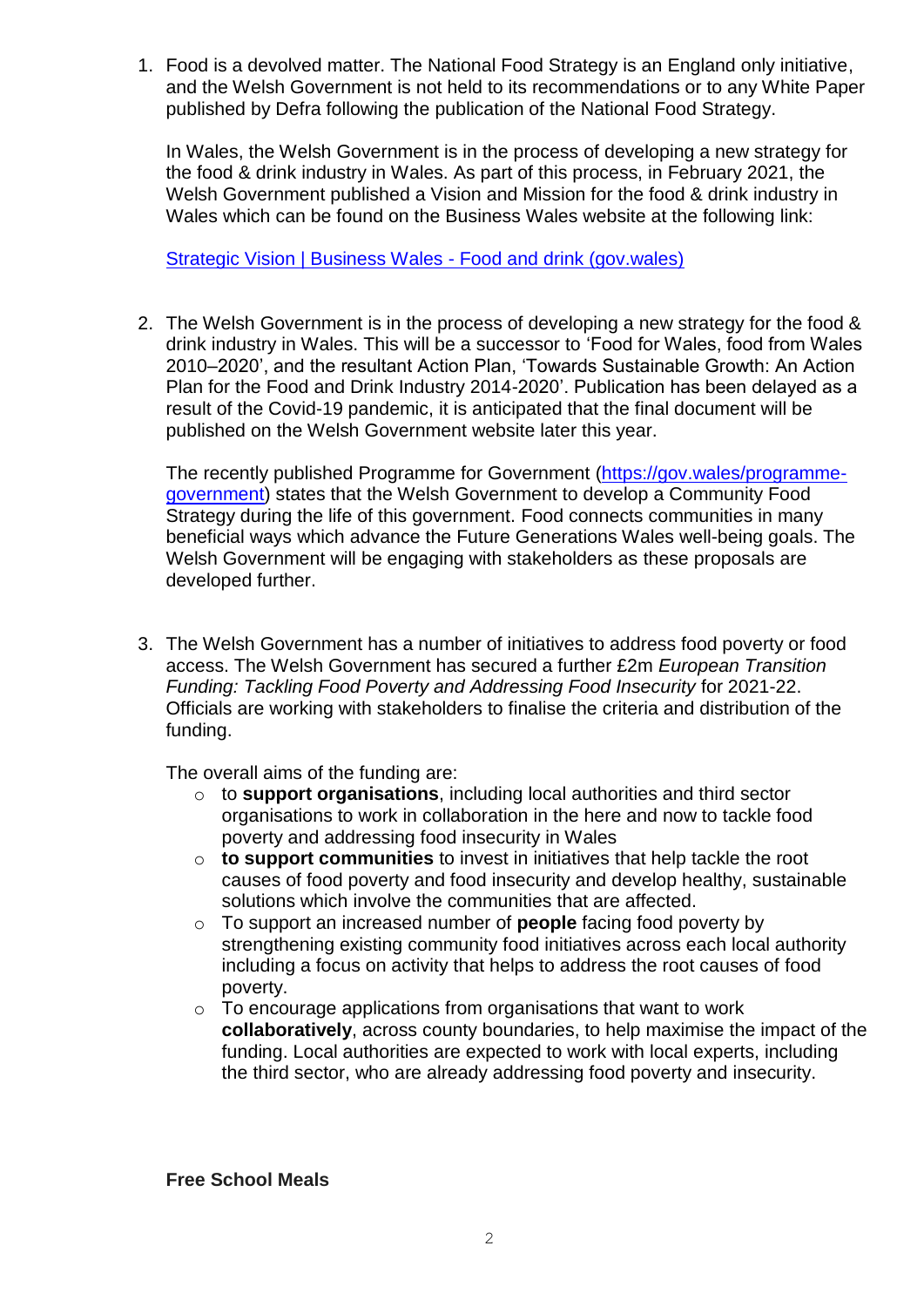1. Food is a devolved matter. The National Food Strategy is an England only initiative, and the Welsh Government is not held to its recommendations or to any White Paper published by Defra following the publication of the National Food Strategy.

   In Wales, the Welsh Government is in the process of developing a new strategy for the food & drink industry in Wales. As part of this process, in February 2021, the Welsh Government published a Vision and Mission for the food & drink industry in Wales which can be found on the Business Wales website at the following link:

   [Strategic Vision | Business Wales - Food and drink (gov.wales)]()

2. The Welsh Government is in the process of developing a new strategy for the food & drink industry in Wales. This will be a successor to 'Food for Wales, food from Wales 2010–2020', and the resultant Action Plan, 'Towards Sustainable Growth: An Action Plan for the Food and Drink Industry 2014-2020'. Publication has been delayed as a result of the Covid-19 pandemic, it is anticipated that the final document will be published on the Welsh Government website later this year.

   The recently published Programme for Government ([https://gov.wales/programme-government](https://gov.wales/programme-government)) states that the Welsh Government to develop a Community Food Strategy during the life of this government. Food connects communities in many beneficial ways which advance the Future Generations Wales well-being goals. The Welsh Government will be engaging with stakeholders as these proposals are developed further.

3. The Welsh Government has a number of initiatives to address food poverty or food access. The Welsh Government has secured a further £2m *European Transition Funding: Tackling Food Poverty and Addressing Food Insecurity* for 2021-22. Officials are working with stakeholders to finalise the criteria and distribution of the funding.

   The overall aims of the funding are:
   - to **support organisations**, including local authorities and third sector organisations to work in collaboration in the here and now to tackle food poverty and addressing food insecurity in Wales
   - **to support communities** to invest in initiatives that help tackle the root causes of food poverty and food insecurity and develop healthy, sustainable solutions which involve the communities that are affected.
   - To support an increased number of **people** facing food poverty by strengthening existing community food initiatives across each local authority including a focus on activity that helps to address the root causes of food poverty.
   - To encourage applications from organisations that want to work **collaboratively**, across county boundaries, to help maximise the impact of the funding. Local authorities are expected to work with local experts, including the third sector, who are already addressing food poverty and insecurity.

**Free School Meals**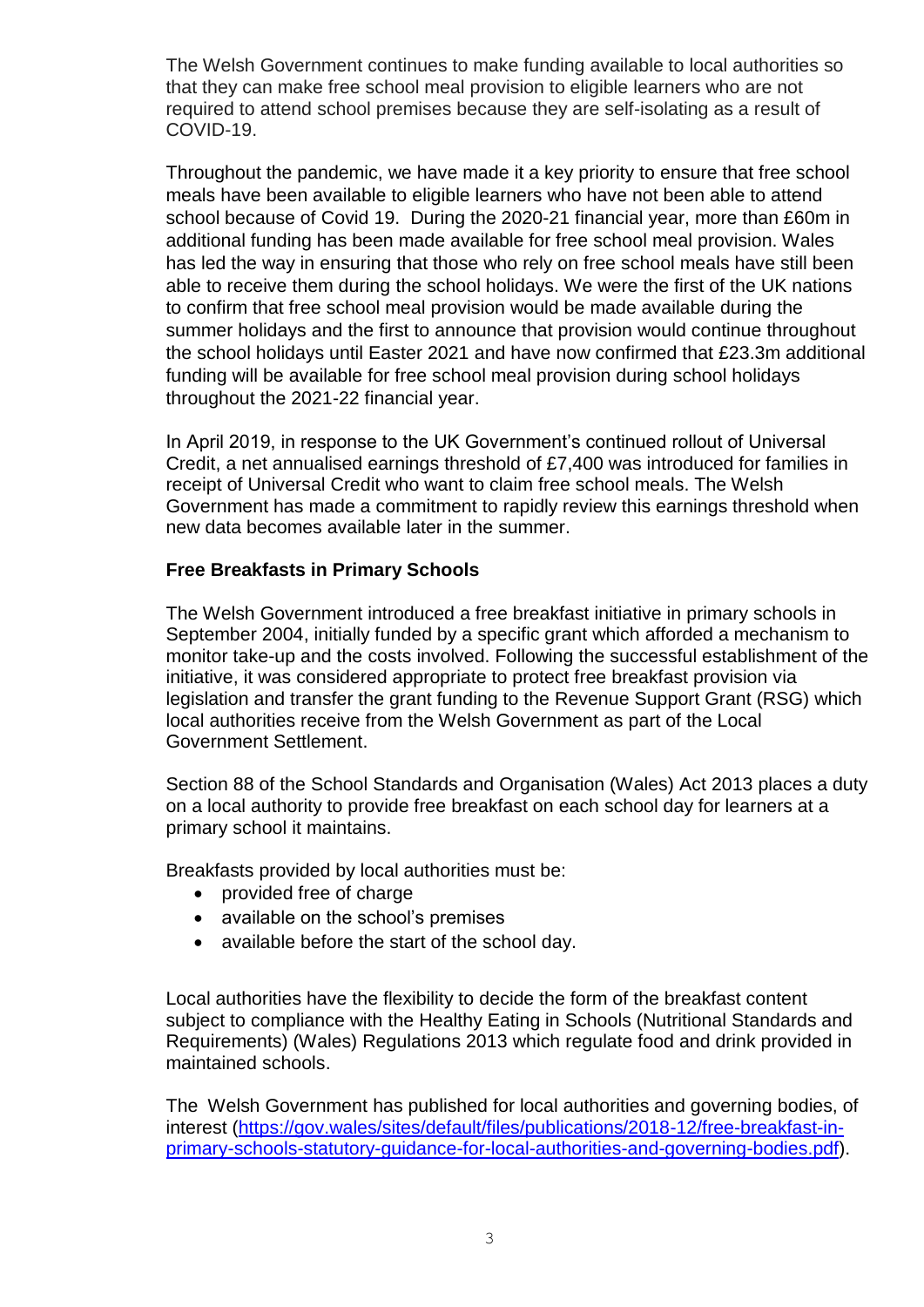The Welsh Government continues to make funding available to local authorities so that they can make free school meal provision to eligible learners who are not required to attend school premises because they are self-isolating as a result of COVID-19.

Throughout the pandemic, we have made it a key priority to ensure that free school meals have been available to eligible learners who have not been able to attend school because of Covid 19. During the 2020-21 financial year, more than £60m in additional funding has been made available for free school meal provision. Wales has led the way in ensuring that those who rely on free school meals have still been able to receive them during the school holidays. We were the first of the UK nations to confirm that free school meal provision would be made available during the summer holidays and the first to announce that provision would continue throughout the school holidays until Easter 2021 and have now confirmed that £23.3m additional funding will be available for free school meal provision during school holidays throughout the 2021-22 financial year.

In April 2019, in response to the UK Government's continued rollout of Universal Credit, a net annualised earnings threshold of £7,400 was introduced for families in receipt of Universal Credit who want to claim free school meals. The Welsh Government has made a commitment to rapidly review this earnings threshold when new data becomes available later in the summer.

**Free Breakfasts in Primary Schools**

The Welsh Government introduced a free breakfast initiative in primary schools in September 2004, initially funded by a specific grant which afforded a mechanism to monitor take-up and the costs involved. Following the successful establishment of the initiative, it was considered appropriate to protect free breakfast provision via legislation and transfer the grant funding to the Revenue Support Grant (RSG) which local authorities receive from the Welsh Government as part of the Local Government Settlement.

Section 88 of the School Standards and Organisation (Wales) Act 2013 places a duty on a local authority to provide free breakfast on each school day for learners at a primary school it maintains.

Breakfasts provided by local authorities must be:

- provided free of charge
- available on the school's premises
- available before the start of the school day.

Local authorities have the flexibility to decide the form of the breakfast content subject to compliance with the Healthy Eating in Schools (Nutritional Standards and Requirements) (Wales) Regulations 2013 which regulate food and drink provided in maintained schools.

The Welsh Government has published for local authorities and governing bodies, of interest ([https://gov.wales/sites/default/files/publications/2018-12/free-breakfast-in-primary-schools-statutory-guidance-for-local-authorities-and-governing-bodies.pdf](https://gov.wales/sites/default/files/publications/2018-12/free-breakfast-in-primary-schools-statutory-guidance-for-local-authorities-and-governing-bodies.pdf)).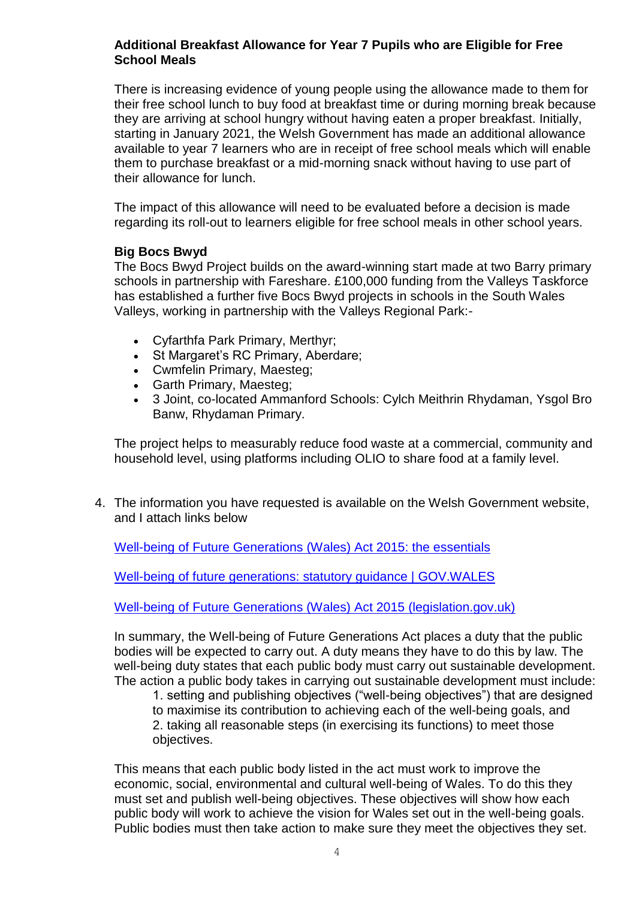**Additional Breakfast Allowance for Year 7 Pupils who are Eligible for Free School Meals**

There is increasing evidence of young people using the allowance made to them for their free school lunch to buy food at breakfast time or during morning break because they are arriving at school hungry without having eaten a proper breakfast. Initially, starting in January 2021, the Welsh Government has made an additional allowance available to year 7 learners who are in receipt of free school meals which will enable them to purchase breakfast or a mid-morning snack without having to use part of their allowance for lunch.

The impact of this allowance will need to be evaluated before a decision is made regarding its roll-out to learners eligible for free school meals in other school years.

**Big Bocs Bwyd**

The Bocs Bwyd Project builds on the award-winning start made at two Barry primary schools in partnership with Fareshare. £100,000 funding from the Valleys Taskforce has established a further five Bocs Bwyd projects in schools in the South Wales Valleys, working in partnership with the Valleys Regional Park:-

- Cyfarthfa Park Primary, Merthyr;
- St Margaret's RC Primary, Aberdare;
- Cwmfelin Primary, Maesteg;
- Garth Primary, Maesteg;
- 3 Joint, co-located Ammanford Schools: Cylch Meithrin Rhydaman, Ysgol Bro Banw, Rhydaman Primary.

The project helps to measurably reduce food waste at a commercial, community and household level, using platforms including OLIO to share food at a family level.

4. The information you have requested is available on the Welsh Government website, and I attach links below

   [Well-being of Future Generations (Wales) Act 2015: the essentials]()

   [Well-being of future generations: statutory guidance | GOV.WALES]()

   [Well-being of Future Generations (Wales) Act 2015 (legislation.gov.uk)]()

   In summary, the Well-being of Future Generations Act places a duty that the public bodies will be expected to carry out. A duty means they have to do this by law. The well-being duty states that each public body must carry out sustainable development. The action a public body takes in carrying out sustainable development must include:

   1. setting and publishing objectives ("well-being objectives") that are designed to maximise its contribution to achieving each of the well-being goals, and
   2. taking all reasonable steps (in exercising its functions) to meet those objectives.

   This means that each public body listed in the act must work to improve the economic, social, environmental and cultural well-being of Wales. To do this they must set and publish well-being objectives. These objectives will show how each public body will work to achieve the vision for Wales set out in the well-being goals. Public bodies must then take action to make sure they meet the objectives they set.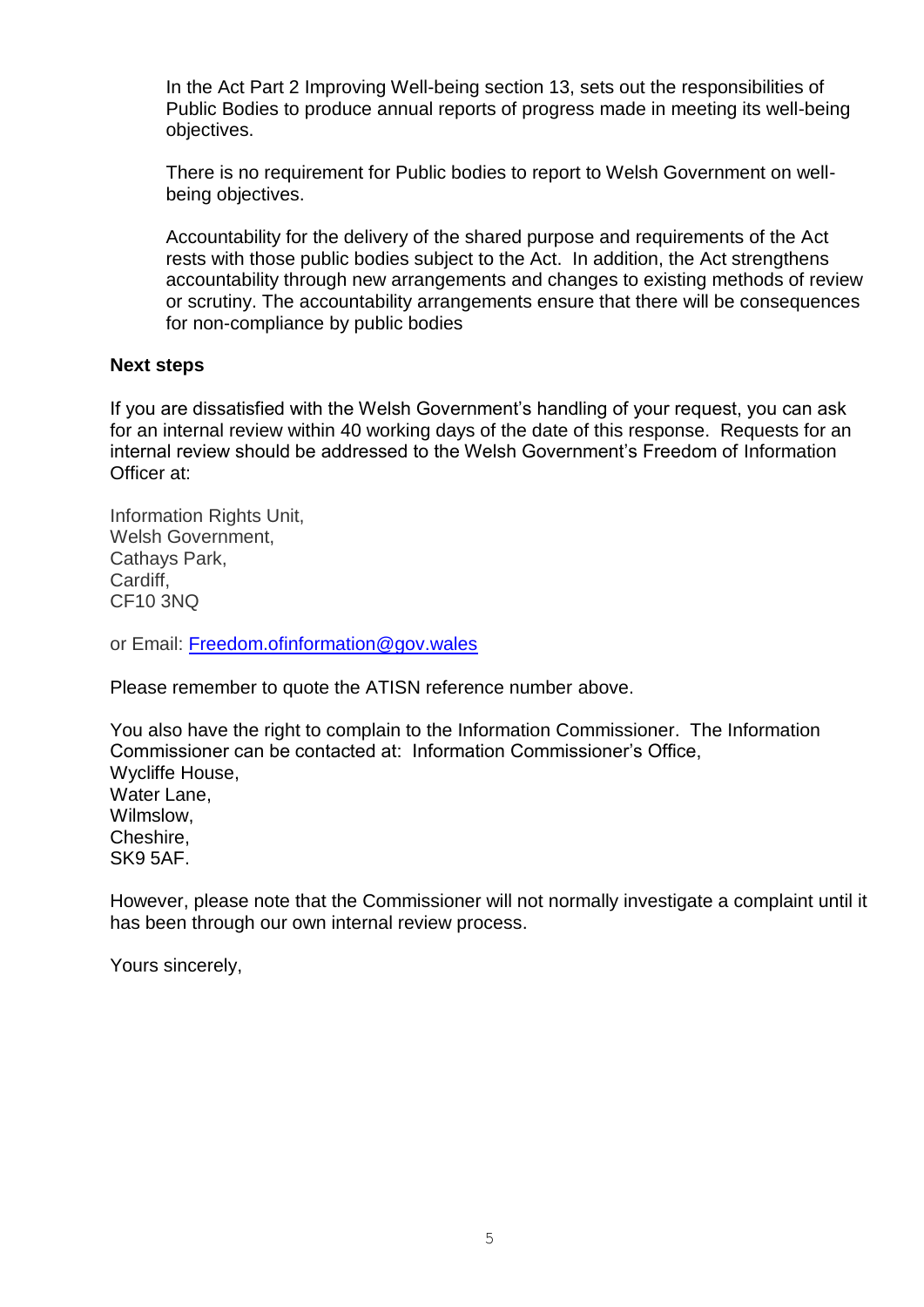In the Act Part 2 Improving Well-being section 13, sets out the responsibilities of Public Bodies to produce annual reports of progress made in meeting its well-being objectives.

There is no requirement for Public bodies to report to Welsh Government on well-being objectives.

Accountability for the delivery of the shared purpose and requirements of the Act rests with those public bodies subject to the Act. In addition, the Act strengthens accountability through new arrangements and changes to existing methods of review or scrutiny. The accountability arrangements ensure that there will be consequences for non-compliance by public bodies

**Next steps**

If you are dissatisfied with the Welsh Government's handling of your request, you can ask for an internal review within 40 working days of the date of this response. Requests for an internal review should be addressed to the Welsh Government's Freedom of Information Officer at:

Information Rights Unit,
Welsh Government,
Cathays Park,
Cardiff,
CF10 3NQ

or Email: Freedom.ofinformation@gov.wales

Please remember to quote the ATISN reference number above.

You also have the right to complain to the Information Commissioner. The Information Commissioner can be contacted at: Information Commissioner's Office,
Wycliffe House,
Water Lane,
Wilmslow,
Cheshire,
SK9 5AF.

However, please note that the Commissioner will not normally investigate a complaint until it has been through our own internal review process.

Yours sincerely,